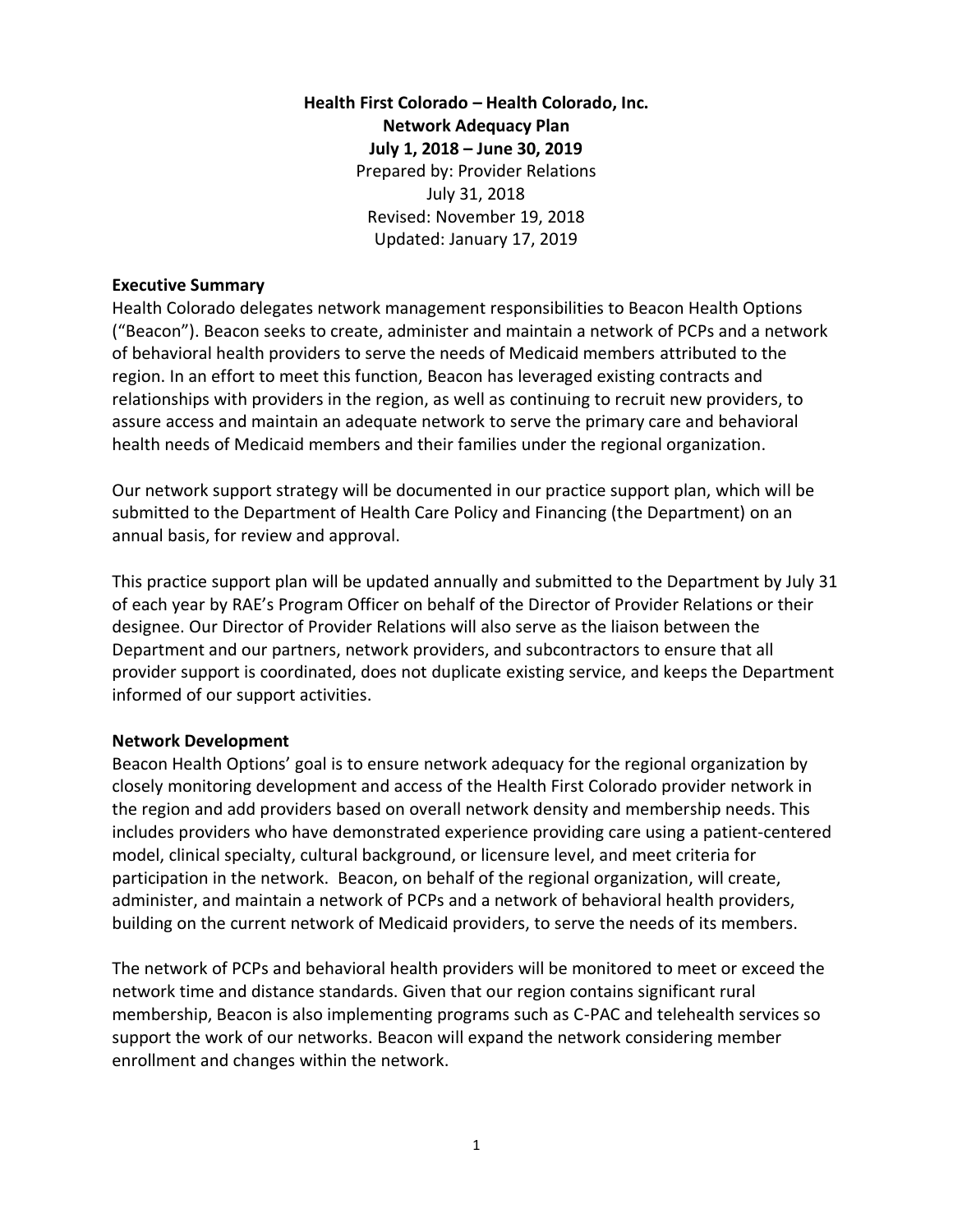**Health First Colorado – Health Colorado, Inc.**
**Network Adequacy Plan**
**July 1, 2018 – June 30, 2019**
Prepared by: Provider Relations
July 31, 2018
Revised: November 19, 2018
Updated: January 17, 2019

## Executive Summary

Health Colorado delegates network management responsibilities to Beacon Health Options ("Beacon"). Beacon seeks to create, administer and maintain a network of PCPs and a network of behavioral health providers to serve the needs of Medicaid members attributed to the region. In an effort to meet this function, Beacon has leveraged existing contracts and relationships with providers in the region, as well as continuing to recruit new providers, to assure access and maintain an adequate network to serve the primary care and behavioral health needs of Medicaid members and their families under the regional organization.

Our network support strategy will be documented in our practice support plan, which will be submitted to the Department of Health Care Policy and Financing (the Department) on an annual basis, for review and approval.

This practice support plan will be updated annually and submitted to the Department by July 31 of each year by RAE's Program Officer on behalf of the Director of Provider Relations or their designee. Our Director of Provider Relations will also serve as the liaison between the Department and our partners, network providers, and subcontractors to ensure that all provider support is coordinated, does not duplicate existing service, and keeps the Department informed of our support activities.

## Network Development

Beacon Health Options' goal is to ensure network adequacy for the regional organization by closely monitoring development and access of the Health First Colorado provider network in the region and add providers based on overall network density and membership needs. This includes providers who have demonstrated experience providing care using a patient-centered model, clinical specialty, cultural background, or licensure level, and meet criteria for participation in the network. Beacon, on behalf of the regional organization, will create, administer, and maintain a network of PCPs and a network of behavioral health providers, building on the current network of Medicaid providers, to serve the needs of its members.

The network of PCPs and behavioral health providers will be monitored to meet or exceed the network time and distance standards. Given that our region contains significant rural membership, Beacon is also implementing programs such as C-PAC and telehealth services so support the work of our networks. Beacon will expand the network considering member enrollment and changes within the network.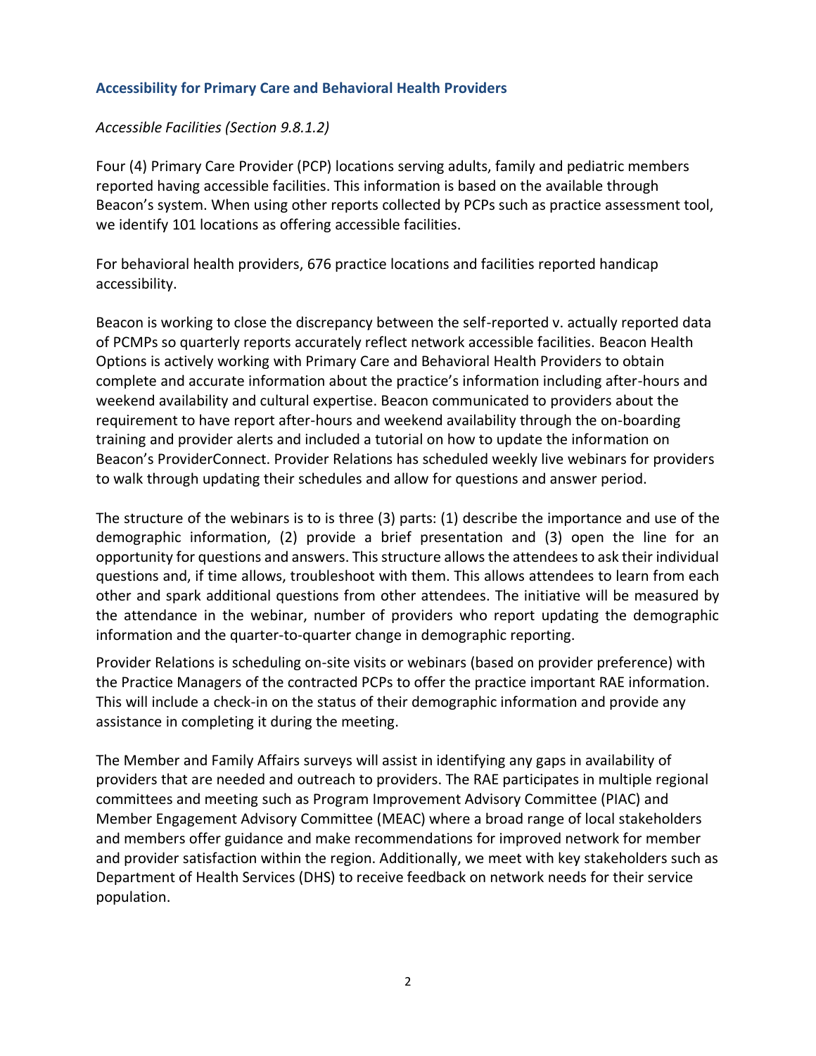## Accessibility for Primary Care and Behavioral Health Providers

*Accessible Facilities (Section 9.8.1.2)*

Four (4) Primary Care Provider (PCP) locations serving adults, family and pediatric members reported having accessible facilities. This information is based on the available through Beacon's system. When using other reports collected by PCPs such as practice assessment tool, we identify 101 locations as offering accessible facilities.

For behavioral health providers, 676 practice locations and facilities reported handicap accessibility.

Beacon is working to close the discrepancy between the self-reported v. actually reported data of PCMPs so quarterly reports accurately reflect network accessible facilities. Beacon Health Options is actively working with Primary Care and Behavioral Health Providers to obtain complete and accurate information about the practice's information including after-hours and weekend availability and cultural expertise. Beacon communicated to providers about the requirement to have report after-hours and weekend availability through the on-boarding training and provider alerts and included a tutorial on how to update the information on Beacon's ProviderConnect. Provider Relations has scheduled weekly live webinars for providers to walk through updating their schedules and allow for questions and answer period.

The structure of the webinars is to is three (3) parts: (1) describe the importance and use of the demographic information, (2) provide a brief presentation and (3) open the line for an opportunity for questions and answers. This structure allows the attendees to ask their individual questions and, if time allows, troubleshoot with them. This allows attendees to learn from each other and spark additional questions from other attendees. The initiative will be measured by the attendance in the webinar, number of providers who report updating the demographic information and the quarter-to-quarter change in demographic reporting.

Provider Relations is scheduling on-site visits or webinars (based on provider preference) with the Practice Managers of the contracted PCPs to offer the practice important RAE information. This will include a check-in on the status of their demographic information and provide any assistance in completing it during the meeting.

The Member and Family Affairs surveys will assist in identifying any gaps in availability of providers that are needed and outreach to providers. The RAE participates in multiple regional committees and meeting such as Program Improvement Advisory Committee (PIAC) and Member Engagement Advisory Committee (MEAC) where a broad range of local stakeholders and members offer guidance and make recommendations for improved network for member and provider satisfaction within the region. Additionally, we meet with key stakeholders such as Department of Health Services (DHS) to receive feedback on network needs for their service population.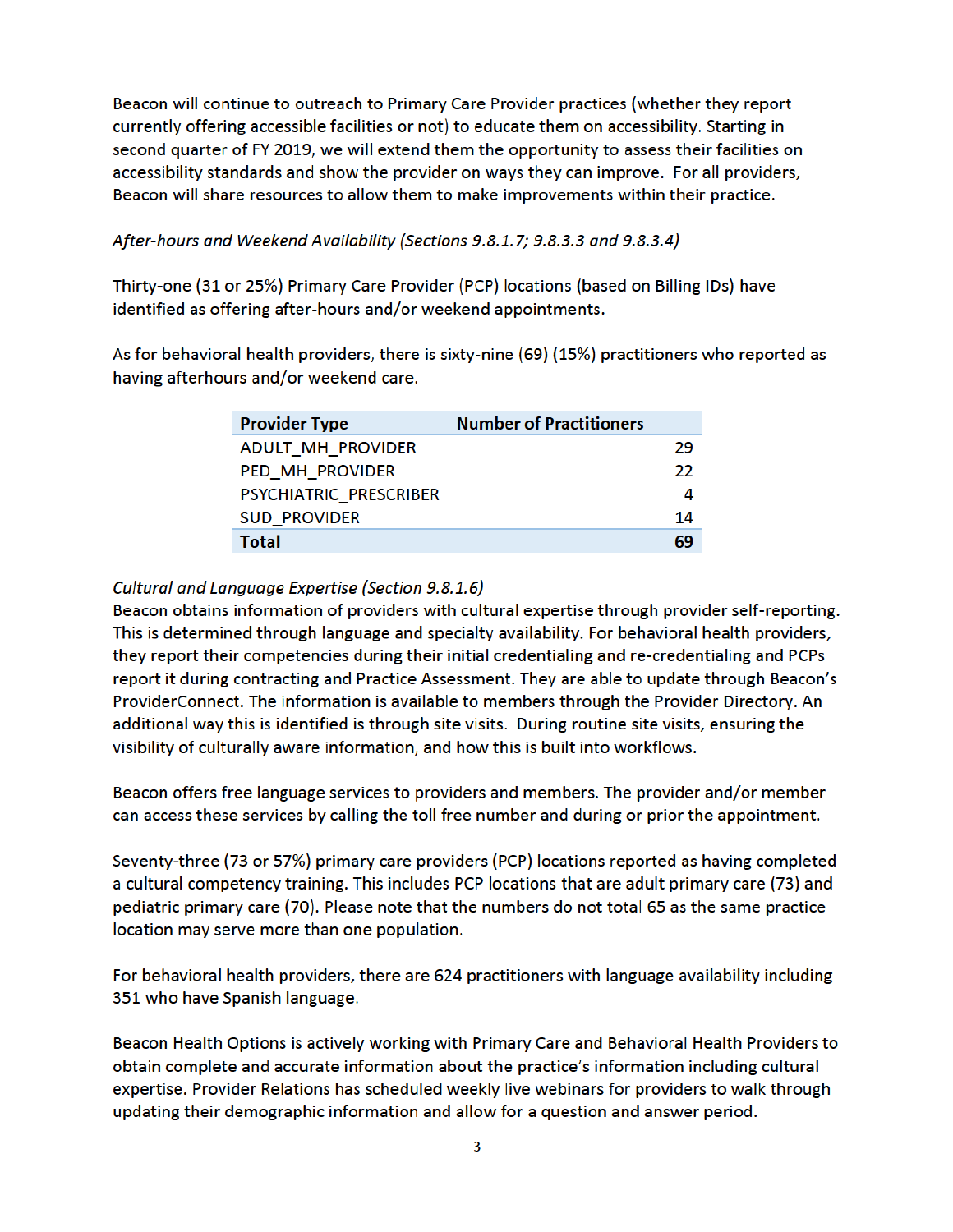Beacon will continue to outreach to Primary Care Provider practices (whether they report currently offering accessible facilities or not) to educate them on accessibility. Starting in second quarter of FY 2019, we will extend them the opportunity to assess their facilities on accessibility standards and show the provider on ways they can improve. For all providers, Beacon will share resources to allow them to make improvements within their practice.

*After-hours and Weekend Availability (Sections 9.8.1.7; 9.8.3.3 and 9.8.3.4)*

Thirty-one (31 or 25%) Primary Care Provider (PCP) locations (based on Billing IDs) have identified as offering after-hours and/or weekend appointments.

As for behavioral health providers, there is sixty-nine (69) (15%) practitioners who reported as having afterhours and/or weekend care.

| Provider Type | Number of Practitioners |
|---|---:|
| ADULT_MH_PROVIDER | 29 |
| PED_MH_PROVIDER | 22 |
| PSYCHIATRIC_PRESCRIBER | 4 |
| SUD_PROVIDER | 14 |
| **Total** | **69** |

*Cultural and Language Expertise (Section 9.8.1.6)*

Beacon obtains information of providers with cultural expertise through provider self-reporting. This is determined through language and specialty availability. For behavioral health providers, they report their competencies during their initial credentialing and re-credentialing and PCPs report it during contracting and Practice Assessment. They are able to update through Beacon's ProviderConnect. The information is available to members through the Provider Directory. An additional way this is identified is through site visits. During routine site visits, ensuring the visibility of culturally aware information, and how this is built into workflows.

Beacon offers free language services to providers and members. The provider and/or member can access these services by calling the toll free number and during or prior the appointment.

Seventy-three (73 or 57%) primary care providers (PCP) locations reported as having completed a cultural competency training. This includes PCP locations that are adult primary care (73) and pediatric primary care (70). Please note that the numbers do not total 65 as the same practice location may serve more than one population.

For behavioral health providers, there are 624 practitioners with language availability including 351 who have Spanish language.

Beacon Health Options is actively working with Primary Care and Behavioral Health Providers to obtain complete and accurate information about the practice's information including cultural expertise. Provider Relations has scheduled weekly live webinars for providers to walk through updating their demographic information and allow for a question and answer period.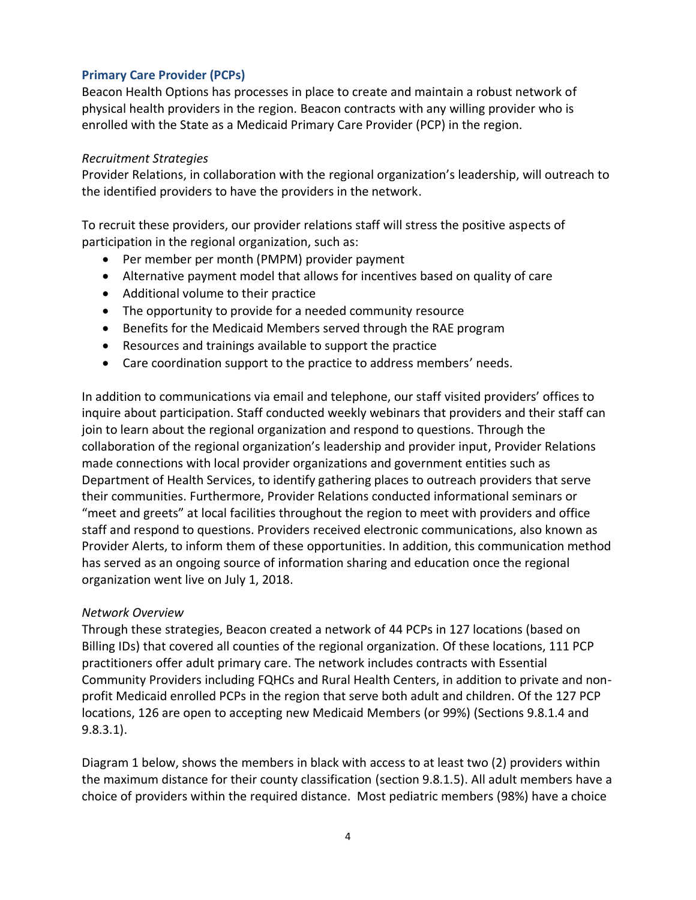### Primary Care Provider (PCPs)

Beacon Health Options has processes in place to create and maintain a robust network of physical health providers in the region. Beacon contracts with any willing provider who is enrolled with the State as a Medicaid Primary Care Provider (PCP) in the region.

*Recruitment Strategies*

Provider Relations, in collaboration with the regional organization's leadership, will outreach to the identified providers to have the providers in the network.

To recruit these providers, our provider relations staff will stress the positive aspects of participation in the regional organization, such as:

- Per member per month (PMPM) provider payment
- Alternative payment model that allows for incentives based on quality of care
- Additional volume to their practice
- The opportunity to provide for a needed community resource
- Benefits for the Medicaid Members served through the RAE program
- Resources and trainings available to support the practice
- Care coordination support to the practice to address members' needs.

In addition to communications via email and telephone, our staff visited providers' offices to inquire about participation. Staff conducted weekly webinars that providers and their staff can join to learn about the regional organization and respond to questions. Through the collaboration of the regional organization's leadership and provider input, Provider Relations made connections with local provider organizations and government entities such as Department of Health Services, to identify gathering places to outreach providers that serve their communities. Furthermore, Provider Relations conducted informational seminars or "meet and greets" at local facilities throughout the region to meet with providers and office staff and respond to questions. Providers received electronic communications, also known as Provider Alerts, to inform them of these opportunities. In addition, this communication method has served as an ongoing source of information sharing and education once the regional organization went live on July 1, 2018.

*Network Overview*

Through these strategies, Beacon created a network of 44 PCPs in 127 locations (based on Billing IDs) that covered all counties of the regional organization. Of these locations, 111 PCP practitioners offer adult primary care. The network includes contracts with Essential Community Providers including FQHCs and Rural Health Centers, in addition to private and non-profit Medicaid enrolled PCPs in the region that serve both adult and children. Of the 127 PCP locations, 126 are open to accepting new Medicaid Members (or 99%) (Sections 9.8.1.4 and 9.8.3.1).

Diagram 1 below, shows the members in black with access to at least two (2) providers within the maximum distance for their county classification (section 9.8.1.5). All adult members have a choice of providers within the required distance. Most pediatric members (98%) have a choice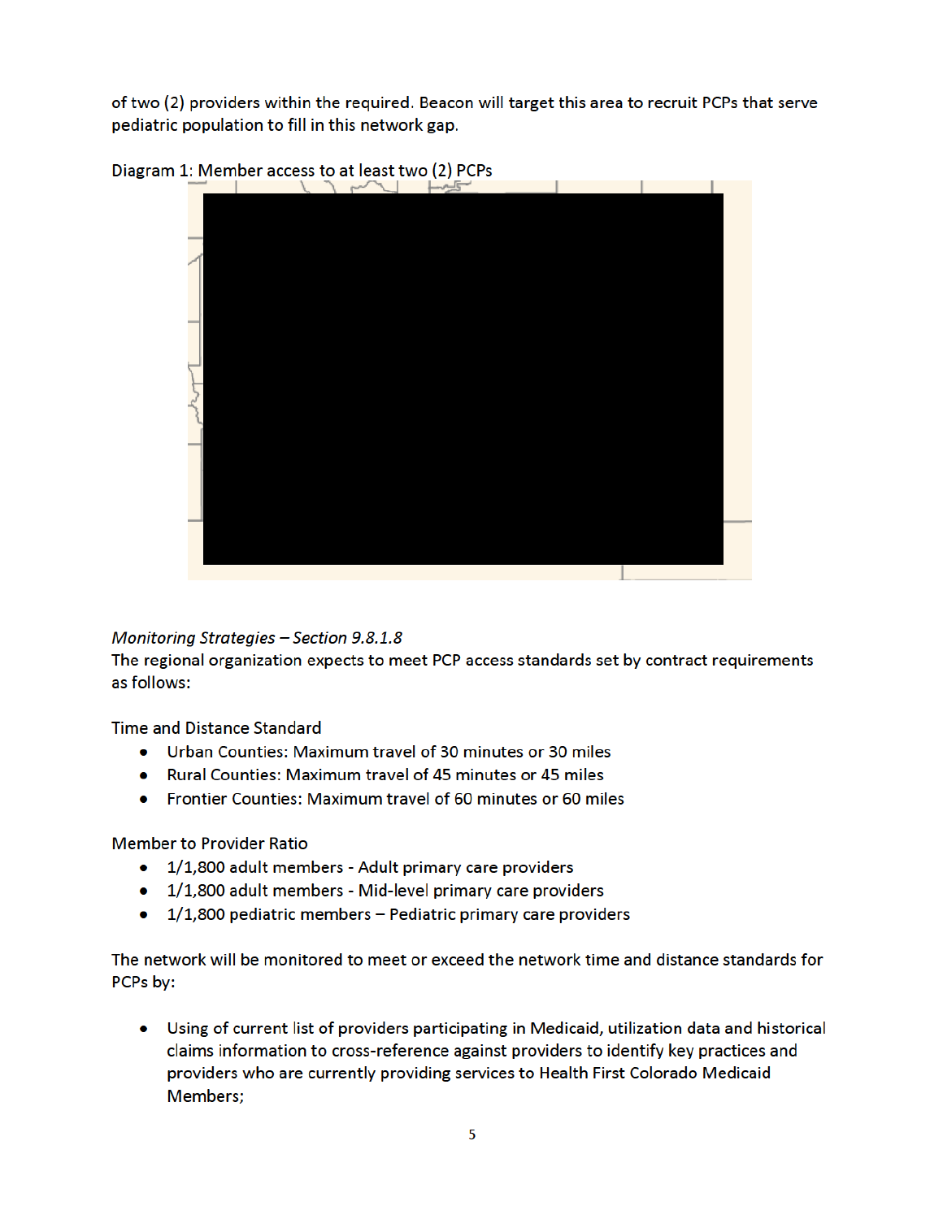of two (2) providers within the required. Beacon will target this area to recruit PCPs that serve pediatric population to fill in this network gap.

Diagram 1: Member access to at least two (2) PCPs

*Monitoring Strategies – Section 9.8.1.8*

The regional organization expects to meet PCP access standards set by contract requirements as follows:

Time and Distance Standard

- Urban Counties: Maximum travel of 30 minutes or 30 miles
- Rural Counties: Maximum travel of 45 minutes or 45 miles
- Frontier Counties: Maximum travel of 60 minutes or 60 miles

Member to Provider Ratio

- 1/1,800 adult members - Adult primary care providers
- 1/1,800 adult members - Mid-level primary care providers
- 1/1,800 pediatric members – Pediatric primary care providers

The network will be monitored to meet or exceed the network time and distance standards for PCPs by:

- Using of current list of providers participating in Medicaid, utilization data and historical claims information to cross-reference against providers to identify key practices and providers who are currently providing services to Health First Colorado Medicaid Members;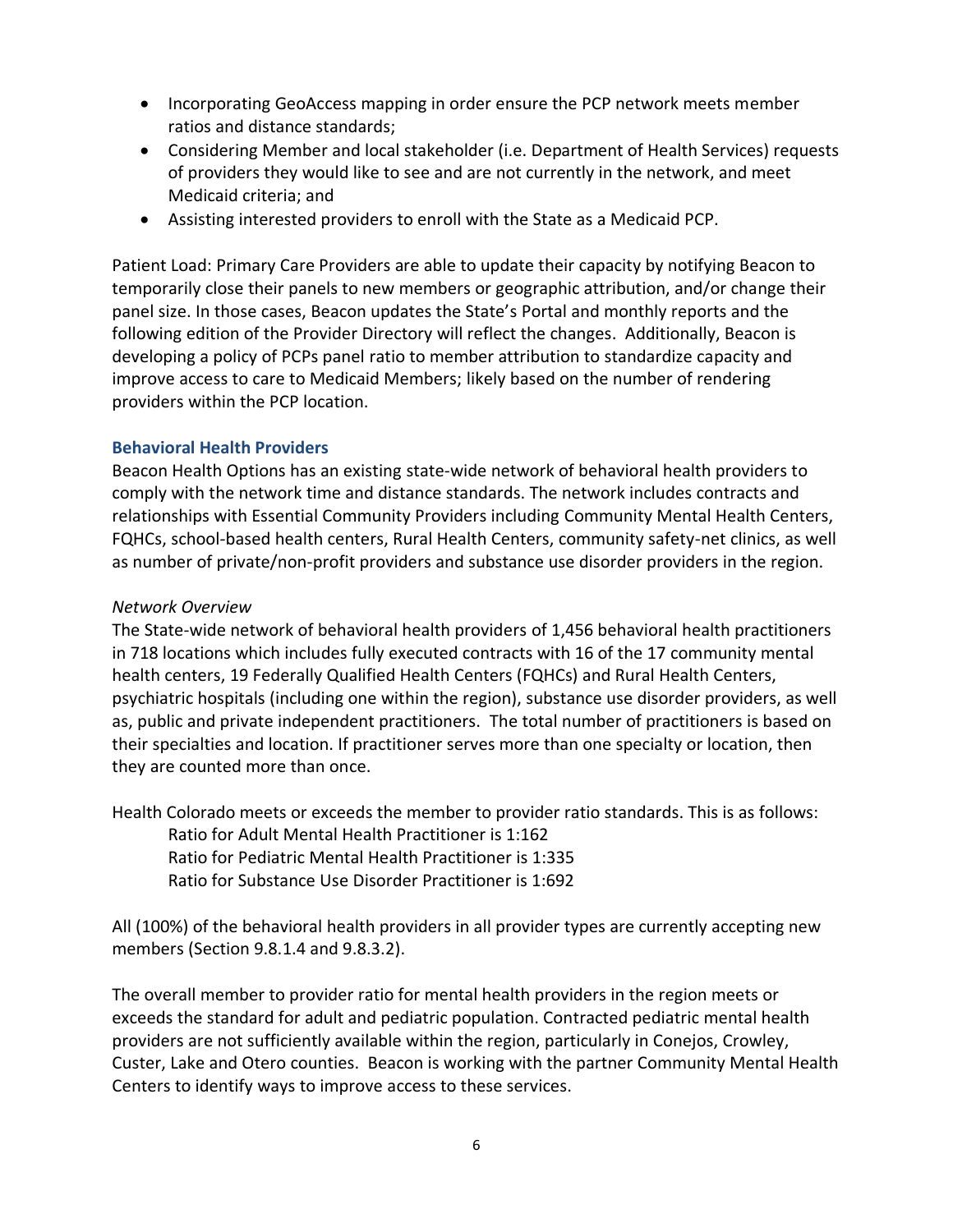- Incorporating GeoAccess mapping in order ensure the PCP network meets member ratios and distance standards;
- Considering Member and local stakeholder (i.e. Department of Health Services) requests of providers they would like to see and are not currently in the network, and meet Medicaid criteria; and
- Assisting interested providers to enroll with the State as a Medicaid PCP.

Patient Load: Primary Care Providers are able to update their capacity by notifying Beacon to temporarily close their panels to new members or geographic attribution, and/or change their panel size. In those cases, Beacon updates the State's Portal and monthly reports and the following edition of the Provider Directory will reflect the changes. Additionally, Beacon is developing a policy of PCPs panel ratio to member attribution to standardize capacity and improve access to care to Medicaid Members; likely based on the number of rendering providers within the PCP location.

### Behavioral Health Providers

Beacon Health Options has an existing state-wide network of behavioral health providers to comply with the network time and distance standards. The network includes contracts and relationships with Essential Community Providers including Community Mental Health Centers, FQHCs, school-based health centers, Rural Health Centers, community safety-net clinics, as well as number of private/non-profit providers and substance use disorder providers in the region.

*Network Overview*

The State-wide network of behavioral health providers of 1,456 behavioral health practitioners in 718 locations which includes fully executed contracts with 16 of the 17 community mental health centers, 19 Federally Qualified Health Centers (FQHCs) and Rural Health Centers, psychiatric hospitals (including one within the region), substance use disorder providers, as well as, public and private independent practitioners. The total number of practitioners is based on their specialties and location. If practitioner serves more than one specialty or location, then they are counted more than once.

Health Colorado meets or exceeds the member to provider ratio standards. This is as follows:

Ratio for Adult Mental Health Practitioner is 1:162
Ratio for Pediatric Mental Health Practitioner is 1:335
Ratio for Substance Use Disorder Practitioner is 1:692

All (100%) of the behavioral health providers in all provider types are currently accepting new members (Section 9.8.1.4 and 9.8.3.2).

The overall member to provider ratio for mental health providers in the region meets or exceeds the standard for adult and pediatric population. Contracted pediatric mental health providers are not sufficiently available within the region, particularly in Conejos, Crowley, Custer, Lake and Otero counties. Beacon is working with the partner Community Mental Health Centers to identify ways to improve access to these services.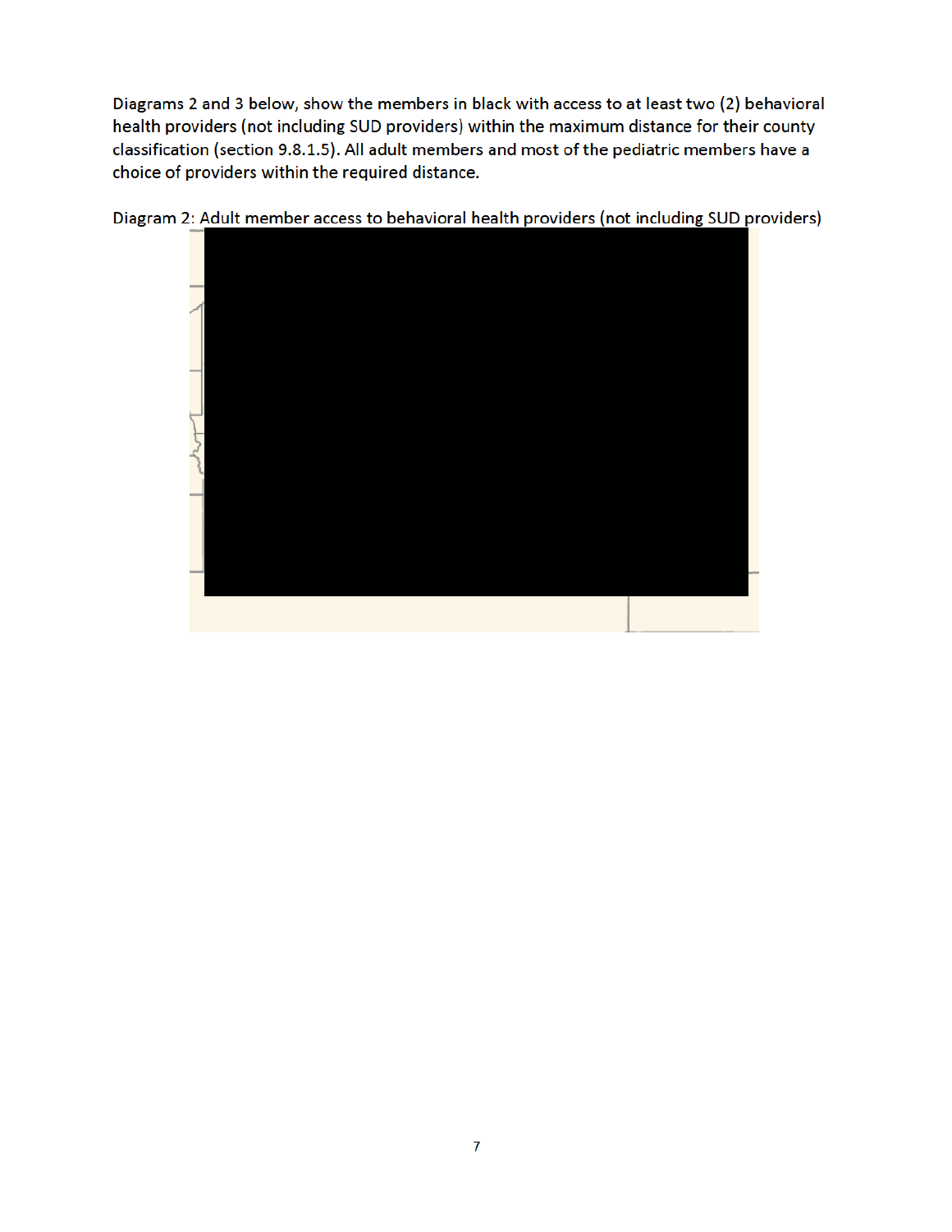Diagrams 2 and 3 below, show the members in black with access to at least two (2) behavioral health providers (not including SUD providers) within the maximum distance for their county classification (section 9.8.1.5). All adult members and most of the pediatric members have a choice of providers within the required distance.

Diagram 2: Adult member access to behavioral health providers (not including SUD providers)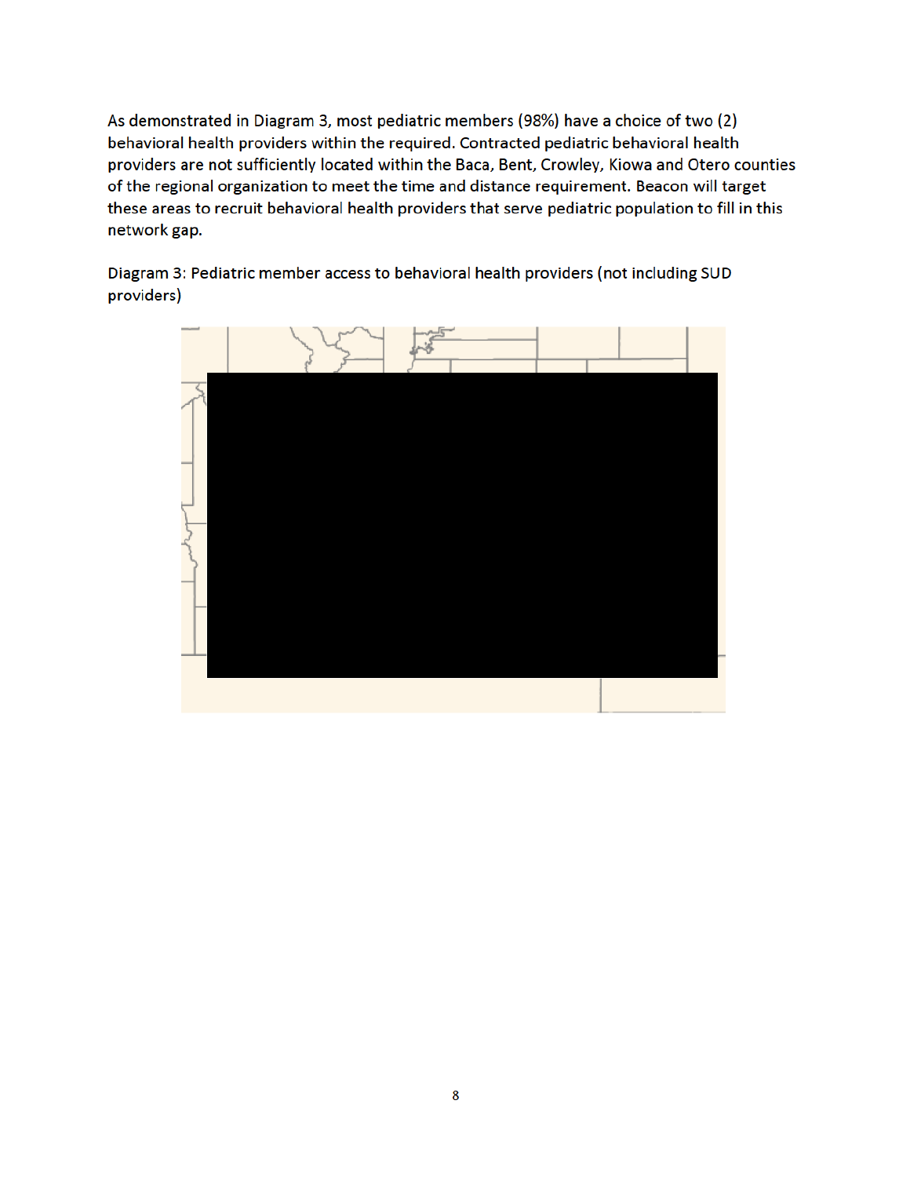As demonstrated in Diagram 3, most pediatric members (98%) have a choice of two (2) behavioral health providers within the required. Contracted pediatric behavioral health providers are not sufficiently located within the Baca, Bent, Crowley, Kiowa and Otero counties of the regional organization to meet the time and distance requirement. Beacon will target these areas to recruit behavioral health providers that serve pediatric population to fill in this network gap.

Diagram 3: Pediatric member access to behavioral health providers (not including SUD providers)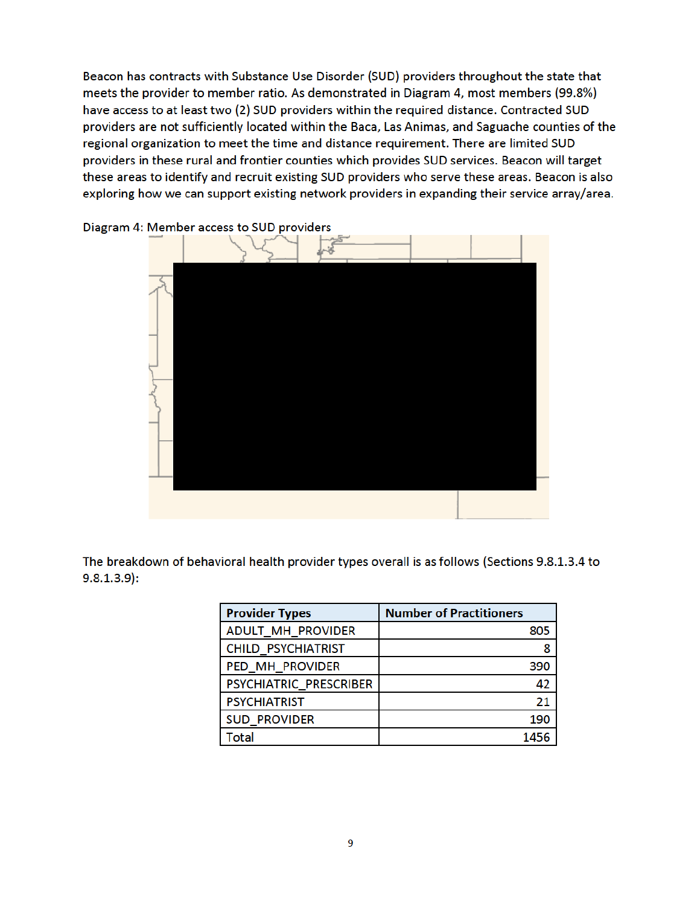Beacon has contracts with Substance Use Disorder (SUD) providers throughout the state that meets the provider to member ratio. As demonstrated in Diagram 4, most members (99.8%) have access to at least two (2) SUD providers within the required distance. Contracted SUD providers are not sufficiently located within the Baca, Las Animas, and Saguache counties of the regional organization to meet the time and distance requirement. There are limited SUD providers in these rural and frontier counties which provides SUD services. Beacon will target these areas to identify and recruit existing SUD providers who serve these areas. Beacon is also exploring how we can support existing network providers in expanding their service array/area.

Diagram 4: Member access to SUD providers

The breakdown of behavioral health provider types overall is as follows (Sections 9.8.1.3.4 to 9.8.1.3.9):

| Provider Types | Number of Practitioners |
| --- | ---: |
| ADULT_MH_PROVIDER | 805 |
| CHILD_PSYCHIATRIST | 8 |
| PED_MH_PROVIDER | 390 |
| PSYCHIATRIC_PRESCRIBER | 42 |
| PSYCHIATRIST | 21 |
| SUD_PROVIDER | 190 |
| Total | 1456 |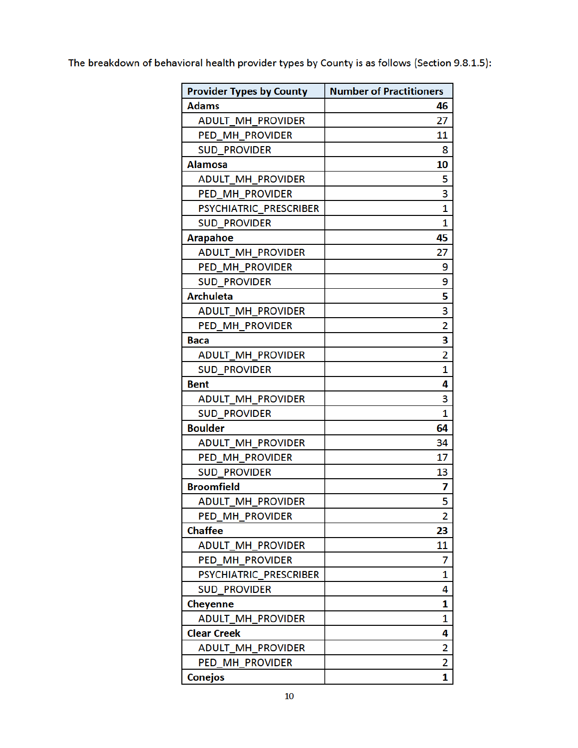The breakdown of behavioral health provider types by County is as follows (Section 9.8.1.5):

| Provider Types by County | Number of Practitioners |
|---|---|
| **Adams** | **46** |
| ADULT_MH_PROVIDER | 27 |
| PED_MH_PROVIDER | 11 |
| SUD_PROVIDER | 8 |
| **Alamosa** | **10** |
| ADULT_MH_PROVIDER | 5 |
| PED_MH_PROVIDER | 3 |
| PSYCHIATRIC_PRESCRIBER | 1 |
| SUD_PROVIDER | 1 |
| **Arapahoe** | **45** |
| ADULT_MH_PROVIDER | 27 |
| PED_MH_PROVIDER | 9 |
| SUD_PROVIDER | 9 |
| **Archuleta** | **5** |
| ADULT_MH_PROVIDER | 3 |
| PED_MH_PROVIDER | 2 |
| **Baca** | **3** |
| ADULT_MH_PROVIDER | 2 |
| SUD_PROVIDER | 1 |
| **Bent** | **4** |
| ADULT_MH_PROVIDER | 3 |
| SUD_PROVIDER | 1 |
| **Boulder** | **64** |
| ADULT_MH_PROVIDER | 34 |
| PED_MH_PROVIDER | 17 |
| SUD_PROVIDER | 13 |
| **Broomfield** | **7** |
| ADULT_MH_PROVIDER | 5 |
| PED_MH_PROVIDER | 2 |
| **Chaffee** | **23** |
| ADULT_MH_PROVIDER | 11 |
| PED_MH_PROVIDER | 7 |
| PSYCHIATRIC_PRESCRIBER | 1 |
| SUD_PROVIDER | 4 |
| **Cheyenne** | **1** |
| ADULT_MH_PROVIDER | 1 |
| **Clear Creek** | **4** |
| ADULT_MH_PROVIDER | 2 |
| PED_MH_PROVIDER | 2 |
| **Conejos** | **1** |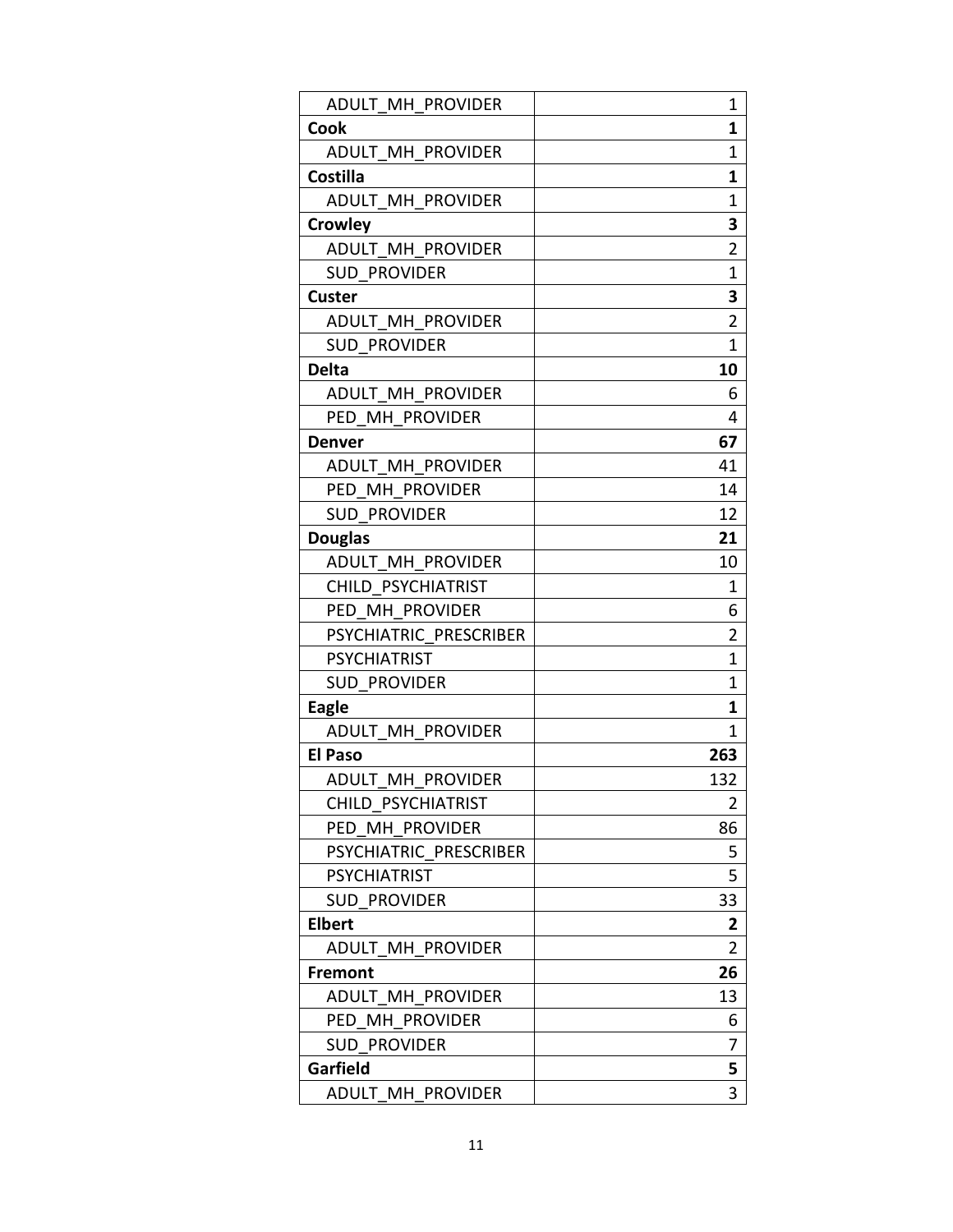| ADULT_MH_PROVIDER | 1 |
|---|---|
| **Cook** | **1** |
| ADULT_MH_PROVIDER | 1 |
| **Costilla** | **1** |
| ADULT_MH_PROVIDER | 1 |
| **Crowley** | **3** |
| ADULT_MH_PROVIDER | 2 |
| SUD_PROVIDER | 1 |
| **Custer** | **3** |
| ADULT_MH_PROVIDER | 2 |
| SUD_PROVIDER | 1 |
| **Delta** | **10** |
| ADULT_MH_PROVIDER | 6 |
| PED_MH_PROVIDER | 4 |
| **Denver** | **67** |
| ADULT_MH_PROVIDER | 41 |
| PED_MH_PROVIDER | 14 |
| SUD_PROVIDER | 12 |
| **Douglas** | **21** |
| ADULT_MH_PROVIDER | 10 |
| CHILD_PSYCHIATRIST | 1 |
| PED_MH_PROVIDER | 6 |
| PSYCHIATRIC_PRESCRIBER | 2 |
| PSYCHIATRIST | 1 |
| SUD_PROVIDER | 1 |
| **Eagle** | **1** |
| ADULT_MH_PROVIDER | 1 |
| **El Paso** | **263** |
| ADULT_MH_PROVIDER | 132 |
| CHILD_PSYCHIATRIST | 2 |
| PED_MH_PROVIDER | 86 |
| PSYCHIATRIC_PRESCRIBER | 5 |
| PSYCHIATRIST | 5 |
| SUD_PROVIDER | 33 |
| **Elbert** | **2** |
| ADULT_MH_PROVIDER | 2 |
| **Fremont** | **26** |
| ADULT_MH_PROVIDER | 13 |
| PED_MH_PROVIDER | 6 |
| SUD_PROVIDER | 7 |
| **Garfield** | **5** |
| ADULT_MH_PROVIDER | 3 |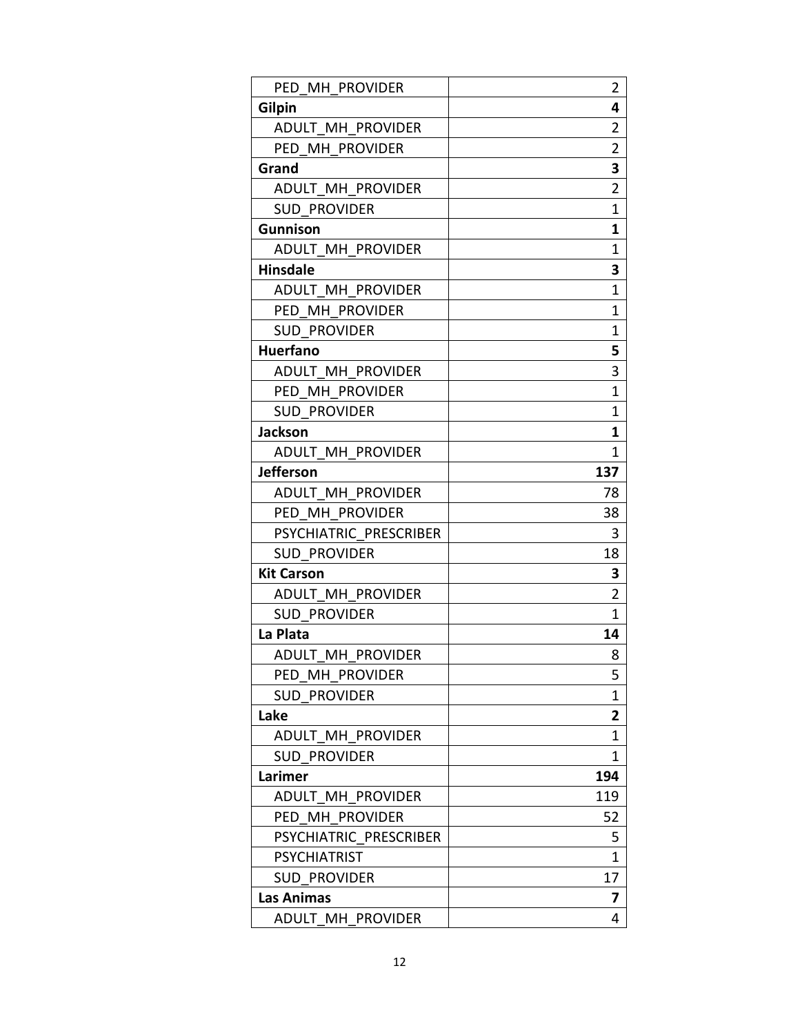| PED_MH_PROVIDER | 2 |
| --- | --- |
| **Gilpin** | **4** |
| ADULT_MH_PROVIDER | 2 |
| PED_MH_PROVIDER | 2 |
| **Grand** | **3** |
| ADULT_MH_PROVIDER | 2 |
| SUD_PROVIDER | 1 |
| **Gunnison** | **1** |
| ADULT_MH_PROVIDER | 1 |
| **Hinsdale** | **3** |
| ADULT_MH_PROVIDER | 1 |
| PED_MH_PROVIDER | 1 |
| SUD_PROVIDER | 1 |
| **Huerfano** | **5** |
| ADULT_MH_PROVIDER | 3 |
| PED_MH_PROVIDER | 1 |
| SUD_PROVIDER | 1 |
| **Jackson** | **1** |
| ADULT_MH_PROVIDER | 1 |
| **Jefferson** | **137** |
| ADULT_MH_PROVIDER | 78 |
| PED_MH_PROVIDER | 38 |
| PSYCHIATRIC_PRESCRIBER | 3 |
| SUD_PROVIDER | 18 |
| **Kit Carson** | **3** |
| ADULT_MH_PROVIDER | 2 |
| SUD_PROVIDER | 1 |
| **La Plata** | **14** |
| ADULT_MH_PROVIDER | 8 |
| PED_MH_PROVIDER | 5 |
| SUD_PROVIDER | 1 |
| **Lake** | **2** |
| ADULT_MH_PROVIDER | 1 |
| SUD_PROVIDER | 1 |
| **Larimer** | **194** |
| ADULT_MH_PROVIDER | 119 |
| PED_MH_PROVIDER | 52 |
| PSYCHIATRIC_PRESCRIBER | 5 |
| PSYCHIATRIST | 1 |
| SUD_PROVIDER | 17 |
| **Las Animas** | **7** |
| ADULT_MH_PROVIDER | 4 |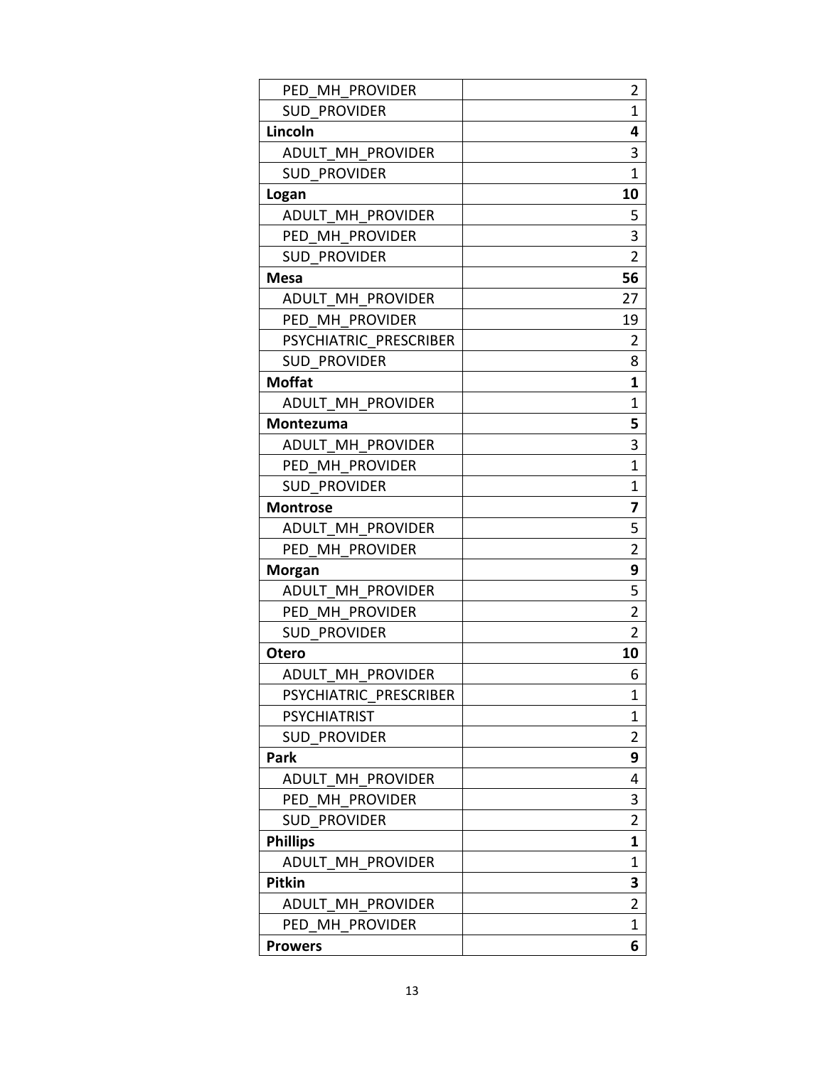| PED_MH_PROVIDER | 2 |
|---|---|
| SUD_PROVIDER | 1 |
| **Lincoln** | **4** |
| ADULT_MH_PROVIDER | 3 |
| SUD_PROVIDER | 1 |
| **Logan** | **10** |
| ADULT_MH_PROVIDER | 5 |
| PED_MH_PROVIDER | 3 |
| SUD_PROVIDER | 2 |
| **Mesa** | **56** |
| ADULT_MH_PROVIDER | 27 |
| PED_MH_PROVIDER | 19 |
| PSYCHIATRIC_PRESCRIBER | 2 |
| SUD_PROVIDER | 8 |
| **Moffat** | **1** |
| ADULT_MH_PROVIDER | 1 |
| **Montezuma** | **5** |
| ADULT_MH_PROVIDER | 3 |
| PED_MH_PROVIDER | 1 |
| SUD_PROVIDER | 1 |
| **Montrose** | **7** |
| ADULT_MH_PROVIDER | 5 |
| PED_MH_PROVIDER | 2 |
| **Morgan** | **9** |
| ADULT_MH_PROVIDER | 5 |
| PED_MH_PROVIDER | 2 |
| SUD_PROVIDER | 2 |
| **Otero** | **10** |
| ADULT_MH_PROVIDER | 6 |
| PSYCHIATRIC_PRESCRIBER | 1 |
| PSYCHIATRIST | 1 |
| SUD_PROVIDER | 2 |
| **Park** | **9** |
| ADULT_MH_PROVIDER | 4 |
| PED_MH_PROVIDER | 3 |
| SUD_PROVIDER | 2 |
| **Phillips** | **1** |
| ADULT_MH_PROVIDER | 1 |
| **Pitkin** | **3** |
| ADULT_MH_PROVIDER | 2 |
| PED_MH_PROVIDER | 1 |
| **Prowers** | **6** |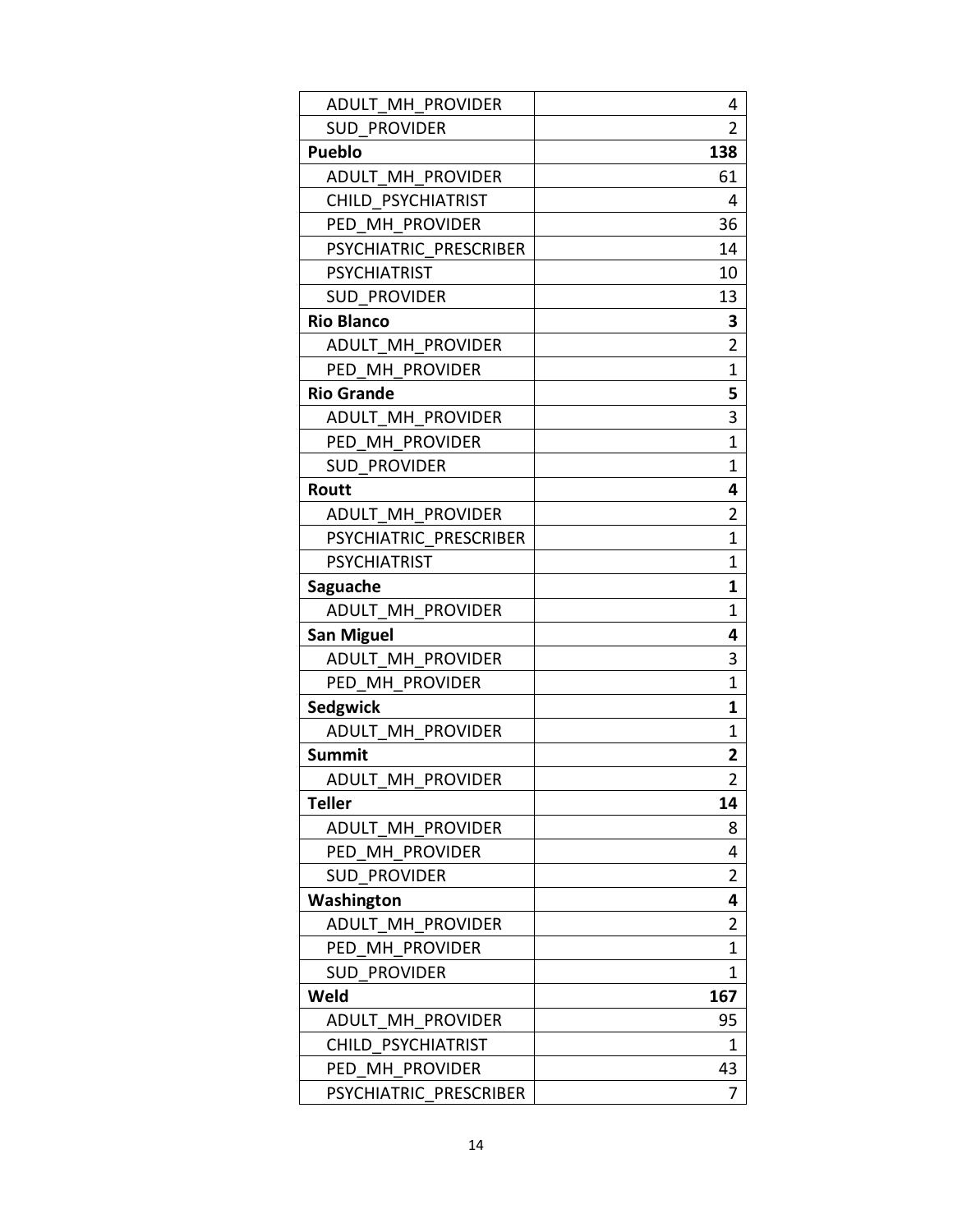| | |
|---|---|
| ADULT_MH_PROVIDER | 4 |
| SUD_PROVIDER | 2 |
| **Pueblo** | **138** |
| ADULT_MH_PROVIDER | 61 |
| CHILD_PSYCHIATRIST | 4 |
| PED_MH_PROVIDER | 36 |
| PSYCHIATRIC_PRESCRIBER | 14 |
| PSYCHIATRIST | 10 |
| SUD_PROVIDER | 13 |
| **Rio Blanco** | **3** |
| ADULT_MH_PROVIDER | 2 |
| PED_MH_PROVIDER | 1 |
| **Rio Grande** | **5** |
| ADULT_MH_PROVIDER | 3 |
| PED_MH_PROVIDER | 1 |
| SUD_PROVIDER | 1 |
| **Routt** | **4** |
| ADULT_MH_PROVIDER | 2 |
| PSYCHIATRIC_PRESCRIBER | 1 |
| PSYCHIATRIST | 1 |
| **Saguache** | **1** |
| ADULT_MH_PROVIDER | 1 |
| **San Miguel** | **4** |
| ADULT_MH_PROVIDER | 3 |
| PED_MH_PROVIDER | 1 |
| **Sedgwick** | **1** |
| ADULT_MH_PROVIDER | 1 |
| **Summit** | **2** |
| ADULT_MH_PROVIDER | 2 |
| **Teller** | **14** |
| ADULT_MH_PROVIDER | 8 |
| PED_MH_PROVIDER | 4 |
| SUD_PROVIDER | 2 |
| **Washington** | **4** |
| ADULT_MH_PROVIDER | 2 |
| PED_MH_PROVIDER | 1 |
| SUD_PROVIDER | 1 |
| **Weld** | **167** |
| ADULT_MH_PROVIDER | 95 |
| CHILD_PSYCHIATRIST | 1 |
| PED_MH_PROVIDER | 43 |
| PSYCHIATRIC_PRESCRIBER | 7 |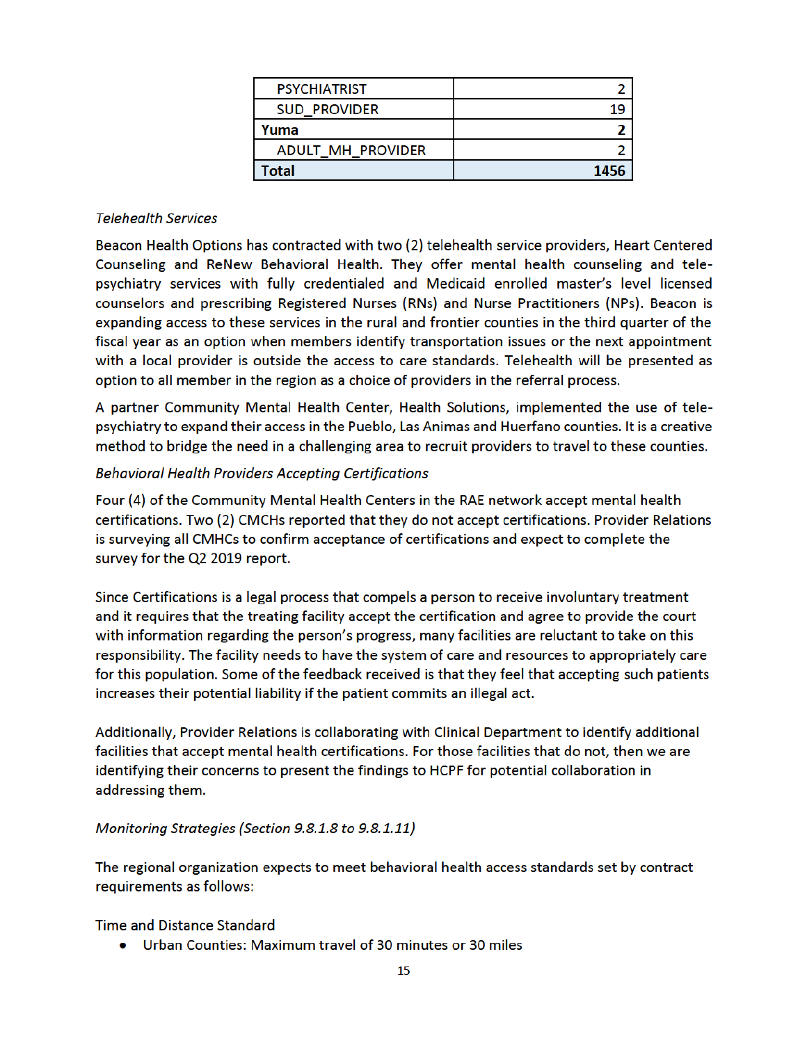| PSYCHIATRIST | 2 |
|---|---|
| SUD_PROVIDER | 19 |
| **Yuma** | **2** |
| ADULT_MH_PROVIDER | 2 |
| **Total** | **1456** |

*Telehealth Services*

Beacon Health Options has contracted with two (2) telehealth service providers, Heart Centered Counseling and ReNew Behavioral Health. They offer mental health counseling and tele-psychiatry services with fully credentialed and Medicaid enrolled master's level licensed counselors and prescribing Registered Nurses (RNs) and Nurse Practitioners (NPs). Beacon is expanding access to these services in the rural and frontier counties in the third quarter of the fiscal year as an option when members identify transportation issues or the next appointment with a local provider is outside the access to care standards. Telehealth will be presented as option to all member in the region as a choice of providers in the referral process.

A partner Community Mental Health Center, Health Solutions, implemented the use of tele-psychiatry to expand their access in the Pueblo, Las Animas and Huerfano counties. It is a creative method to bridge the need in a challenging area to recruit providers to travel to these counties.

*Behavioral Health Providers Accepting Certifications*

Four (4) of the Community Mental Health Centers in the RAE network accept mental health certifications. Two (2) CMCHs reported that they do not accept certifications. Provider Relations is surveying all CMHCs to confirm acceptance of certifications and expect to complete the survey for the Q2 2019 report.

Since Certifications is a legal process that compels a person to receive involuntary treatment and it requires that the treating facility accept the certification and agree to provide the court with information regarding the person's progress, many facilities are reluctant to take on this responsibility. The facility needs to have the system of care and resources to appropriately care for this population. Some of the feedback received is that they feel that accepting such patients increases their potential liability if the patient commits an illegal act.

Additionally, Provider Relations is collaborating with Clinical Department to identify additional facilities that accept mental health certifications. For those facilities that do not, then we are identifying their concerns to present the findings to HCPF for potential collaboration in addressing them.

*Monitoring Strategies (Section 9.8.1.8 to 9.8.1.11)*

The regional organization expects to meet behavioral health access standards set by contract requirements as follows:

Time and Distance Standard

- Urban Counties: Maximum travel of 30 minutes or 30 miles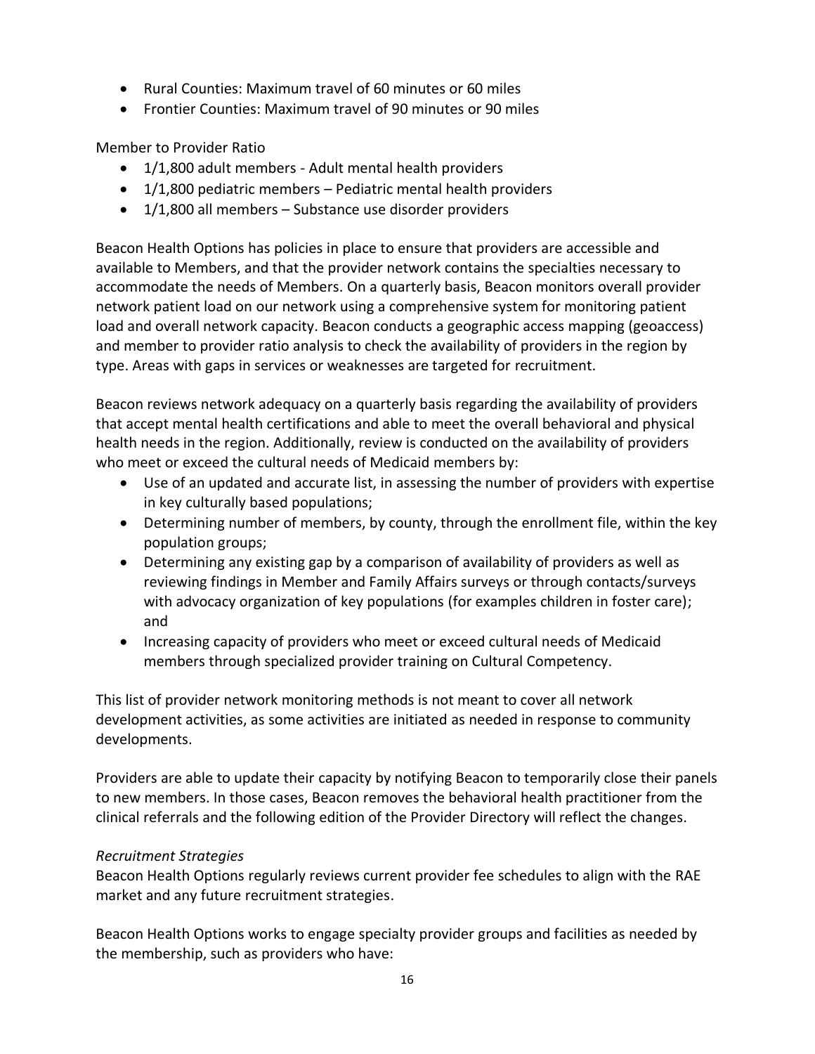- Rural Counties: Maximum travel of 60 minutes or 60 miles
- Frontier Counties: Maximum travel of 90 minutes or 90 miles

Member to Provider Ratio

- 1/1,800 adult members - Adult mental health providers
- 1/1,800 pediatric members – Pediatric mental health providers
- 1/1,800 all members – Substance use disorder providers

Beacon Health Options has policies in place to ensure that providers are accessible and available to Members, and that the provider network contains the specialties necessary to accommodate the needs of Members. On a quarterly basis, Beacon monitors overall provider network patient load on our network using a comprehensive system for monitoring patient load and overall network capacity. Beacon conducts a geographic access mapping (geoaccess) and member to provider ratio analysis to check the availability of providers in the region by type. Areas with gaps in services or weaknesses are targeted for recruitment.

Beacon reviews network adequacy on a quarterly basis regarding the availability of providers that accept mental health certifications and able to meet the overall behavioral and physical health needs in the region. Additionally, review is conducted on the availability of providers who meet or exceed the cultural needs of Medicaid members by:

- Use of an updated and accurate list, in assessing the number of providers with expertise in key culturally based populations;
- Determining number of members, by county, through the enrollment file, within the key population groups;
- Determining any existing gap by a comparison of availability of providers as well as reviewing findings in Member and Family Affairs surveys or through contacts/surveys with advocacy organization of key populations (for examples children in foster care); and
- Increasing capacity of providers who meet or exceed cultural needs of Medicaid members through specialized provider training on Cultural Competency.

This list of provider network monitoring methods is not meant to cover all network development activities, as some activities are initiated as needed in response to community developments.

Providers are able to update their capacity by notifying Beacon to temporarily close their panels to new members. In those cases, Beacon removes the behavioral health practitioner from the clinical referrals and the following edition of the Provider Directory will reflect the changes.

*Recruitment Strategies*

Beacon Health Options regularly reviews current provider fee schedules to align with the RAE market and any future recruitment strategies.

Beacon Health Options works to engage specialty provider groups and facilities as needed by the membership, such as providers who have: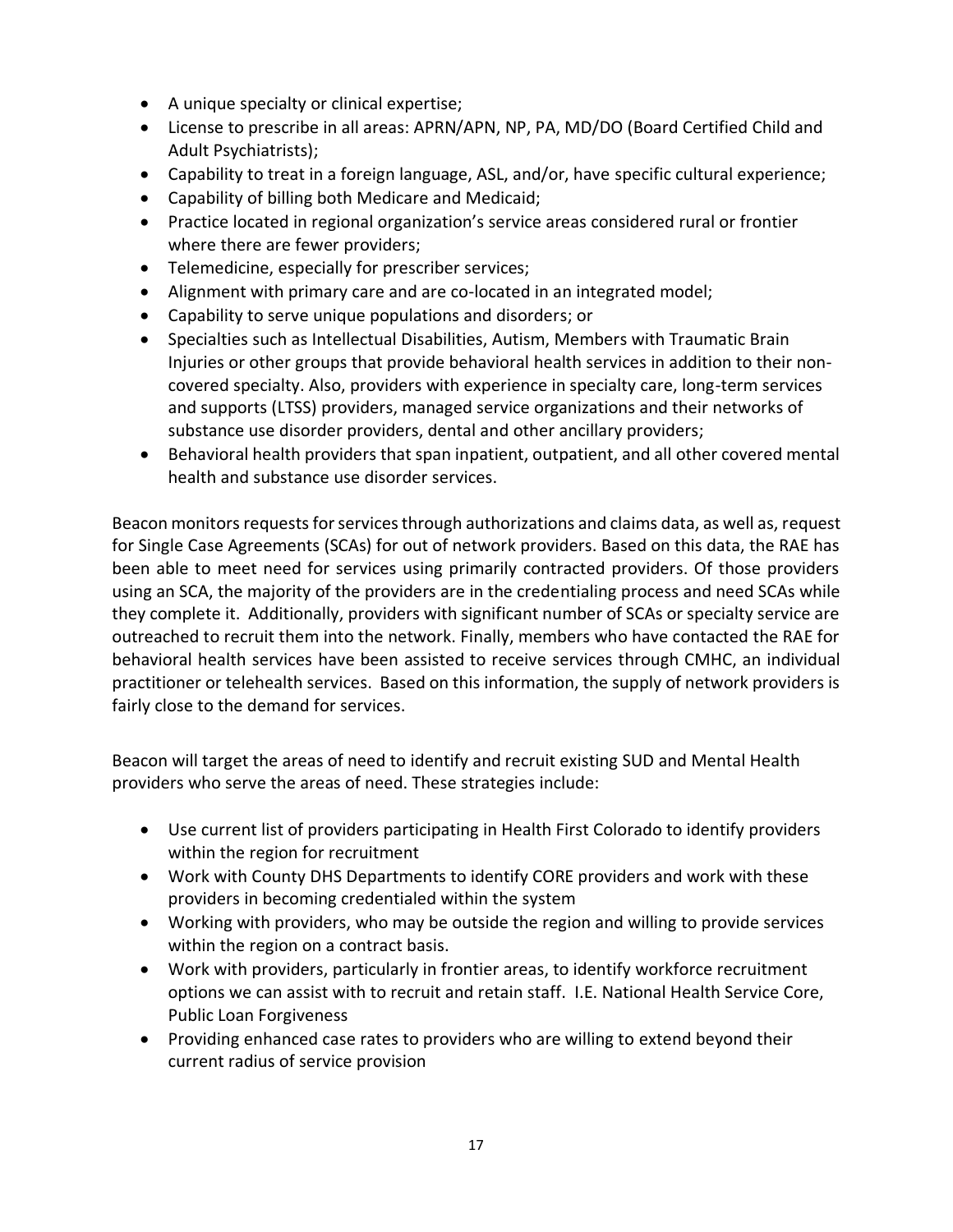- A unique specialty or clinical expertise;
- License to prescribe in all areas: APRN/APN, NP, PA, MD/DO (Board Certified Child and Adult Psychiatrists);
- Capability to treat in a foreign language, ASL, and/or, have specific cultural experience;
- Capability of billing both Medicare and Medicaid;
- Practice located in regional organization's service areas considered rural or frontier where there are fewer providers;
- Telemedicine, especially for prescriber services;
- Alignment with primary care and are co-located in an integrated model;
- Capability to serve unique populations and disorders; or
- Specialties such as Intellectual Disabilities, Autism, Members with Traumatic Brain Injuries or other groups that provide behavioral health services in addition to their non-covered specialty. Also, providers with experience in specialty care, long-term services and supports (LTSS) providers, managed service organizations and their networks of substance use disorder providers, dental and other ancillary providers;
- Behavioral health providers that span inpatient, outpatient, and all other covered mental health and substance use disorder services.

Beacon monitors requests for services through authorizations and claims data, as well as, request for Single Case Agreements (SCAs) for out of network providers. Based on this data, the RAE has been able to meet need for services using primarily contracted providers. Of those providers using an SCA, the majority of the providers are in the credentialing process and need SCAs while they complete it. Additionally, providers with significant number of SCAs or specialty service are outreached to recruit them into the network. Finally, members who have contacted the RAE for behavioral health services have been assisted to receive services through CMHC, an individual practitioner or telehealth services. Based on this information, the supply of network providers is fairly close to the demand for services.

Beacon will target the areas of need to identify and recruit existing SUD and Mental Health providers who serve the areas of need. These strategies include:

- Use current list of providers participating in Health First Colorado to identify providers within the region for recruitment
- Work with County DHS Departments to identify CORE providers and work with these providers in becoming credentialed within the system
- Working with providers, who may be outside the region and willing to provide services within the region on a contract basis.
- Work with providers, particularly in frontier areas, to identify workforce recruitment options we can assist with to recruit and retain staff. I.E. National Health Service Core, Public Loan Forgiveness
- Providing enhanced case rates to providers who are willing to extend beyond their current radius of service provision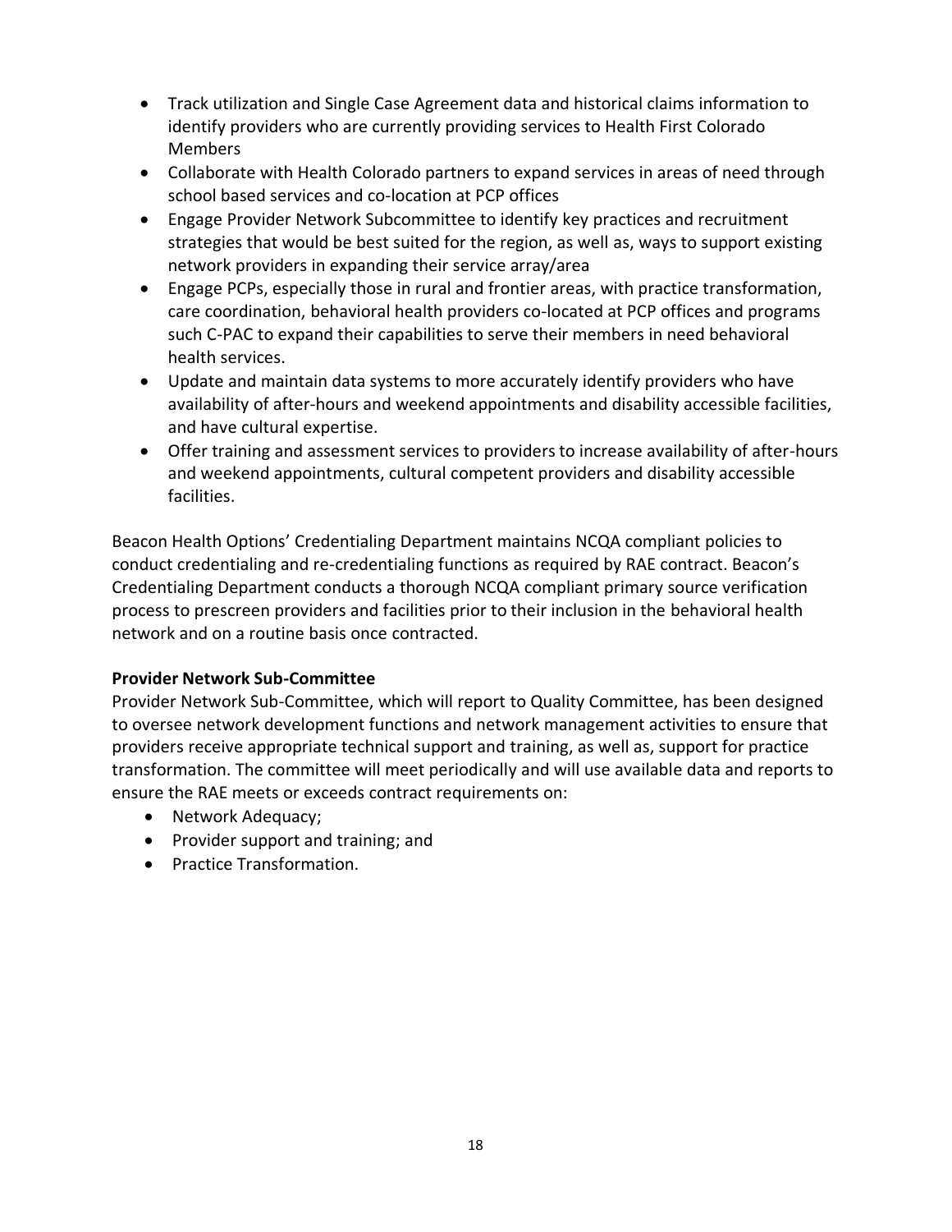- Track utilization and Single Case Agreement data and historical claims information to identify providers who are currently providing services to Health First Colorado Members
- Collaborate with Health Colorado partners to expand services in areas of need through school based services and co-location at PCP offices
- Engage Provider Network Subcommittee to identify key practices and recruitment strategies that would be best suited for the region, as well as, ways to support existing network providers in expanding their service array/area
- Engage PCPs, especially those in rural and frontier areas, with practice transformation, care coordination, behavioral health providers co-located at PCP offices and programs such C-PAC to expand their capabilities to serve their members in need behavioral health services.
- Update and maintain data systems to more accurately identify providers who have availability of after-hours and weekend appointments and disability accessible facilities, and have cultural expertise.
- Offer training and assessment services to providers to increase availability of after-hours and weekend appointments, cultural competent providers and disability accessible facilities.

Beacon Health Options' Credentialing Department maintains NCQA compliant policies to conduct credentialing and re-credentialing functions as required by RAE contract. Beacon's Credentialing Department conducts a thorough NCQA compliant primary source verification process to prescreen providers and facilities prior to their inclusion in the behavioral health network and on a routine basis once contracted.

**Provider Network Sub-Committee**

Provider Network Sub-Committee, which will report to Quality Committee, has been designed to oversee network development functions and network management activities to ensure that providers receive appropriate technical support and training, as well as, support for practice transformation. The committee will meet periodically and will use available data and reports to ensure the RAE meets or exceeds contract requirements on:

- Network Adequacy;
- Provider support and training; and
- Practice Transformation.